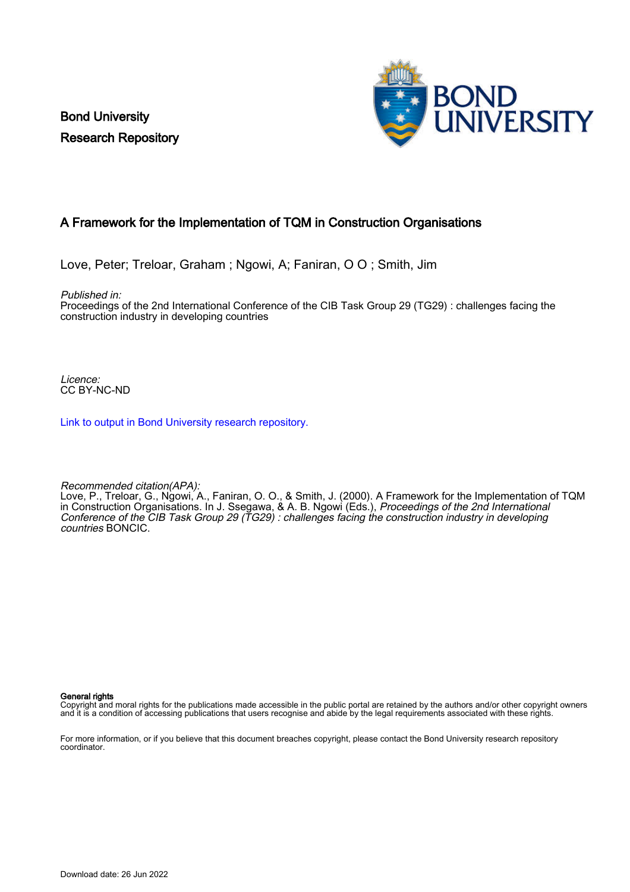Bond University
Research Repository

# A Framework for the Implementation of TQM in Construction Organisations

Love, Peter; Treloar, Graham ; Ngowi, A; Faniran, O O ; Smith, Jim

*Published in:*
Proceedings of the 2nd International Conference of the CIB Task Group 29 (TG29) : challenges facing the construction industry in developing countries

*Licence:*
CC BY-NC-ND

[Link to output in Bond University research repository.](#)

*Recommended citation(APA):*
Love, P., Treloar, G., Ngowi, A., Faniran, O. O., & Smith, J. (2000). A Framework for the Implementation of TQM in Construction Organisations. In J. Ssegawa, & A. B. Ngowi (Eds.), *Proceedings of the 2nd International Conference of the CIB Task Group 29 (TG29) : challenges facing the construction industry in developing countries* BONCIC.

**General rights**
Copyright and moral rights for the publications made accessible in the public portal are retained by the authors and/or other copyright owners and it is a condition of accessing publications that users recognise and abide by the legal requirements associated with these rights.

For more information, or if you believe that this document breaches copyright, please contact the Bond University research repository coordinator.

Download date: 26 Jun 2022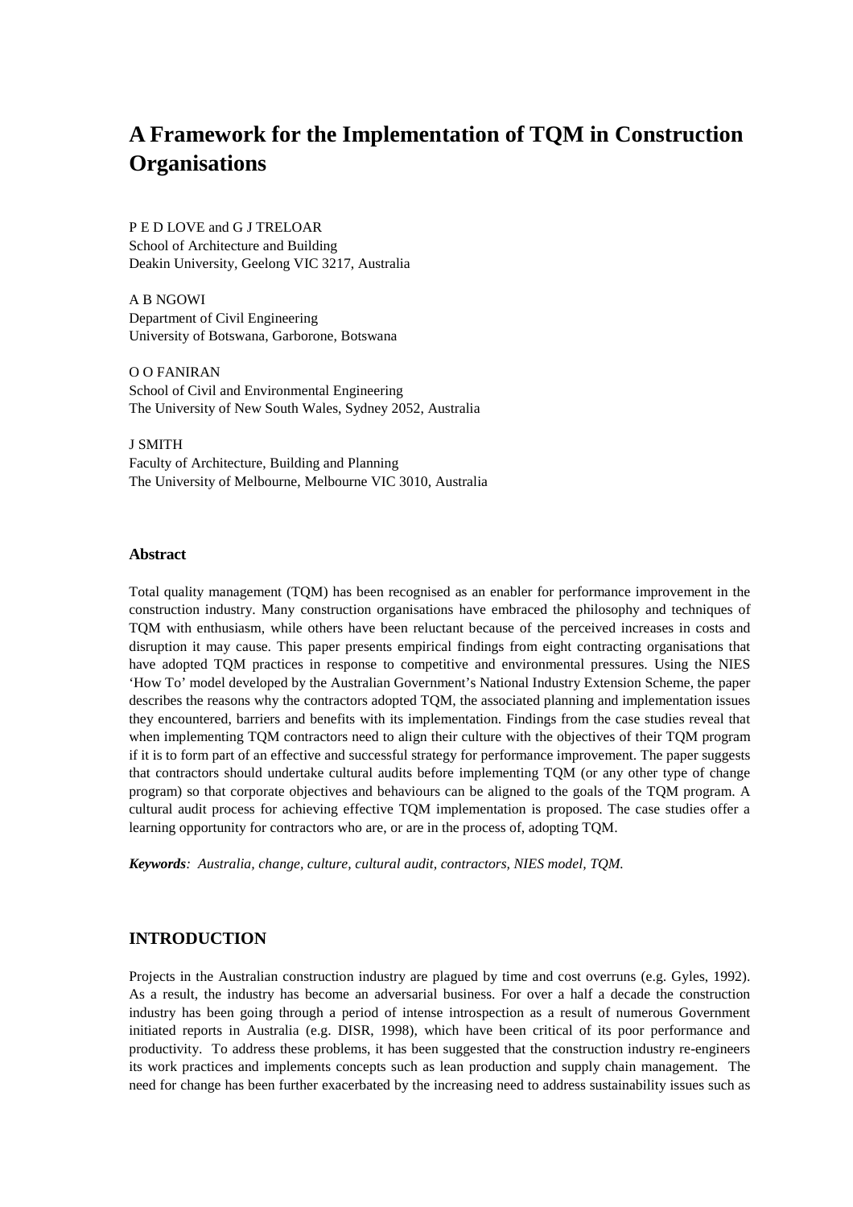# A Framework for the Implementation of TQM in Construction Organisations

P E D LOVE and G J TRELOAR
School of Architecture and Building
Deakin University, Geelong VIC 3217, Australia

A B NGOWI
Department of Civil Engineering
University of Botswana, Garborone, Botswana

O O FANIRAN
School of Civil and Environmental Engineering
The University of New South Wales, Sydney 2052, Australia

J SMITH
Faculty of Architecture, Building and Planning
The University of Melbourne, Melbourne VIC 3010, Australia

### Abstract

Total quality management (TQM) has been recognised as an enabler for performance improvement in the construction industry. Many construction organisations have embraced the philosophy and techniques of TQM with enthusiasm, while others have been reluctant because of the perceived increases in costs and disruption it may cause. This paper presents empirical findings from eight contracting organisations that have adopted TQM practices in response to competitive and environmental pressures. Using the NIES 'How To' model developed by the Australian Government's National Industry Extension Scheme, the paper describes the reasons why the contractors adopted TQM, the associated planning and implementation issues they encountered, barriers and benefits with its implementation. Findings from the case studies reveal that when implementing TQM contractors need to align their culture with the objectives of their TQM program if it is to form part of an effective and successful strategy for performance improvement. The paper suggests that contractors should undertake cultural audits before implementing TQM (or any other type of change program) so that corporate objectives and behaviours can be aligned to the goals of the TQM program. A cultural audit process for achieving effective TQM implementation is proposed. The case studies offer a learning opportunity for contractors who are, or are in the process of, adopting TQM.

***Keywords**: Australia, change, culture, cultural audit, contractors, NIES model, TQM.*

## INTRODUCTION

Projects in the Australian construction industry are plagued by time and cost overruns (e.g. Gyles, 1992). As a result, the industry has become an adversarial business. For over a half a decade the construction industry has been going through a period of intense introspection as a result of numerous Government initiated reports in Australia (e.g. DISR, 1998), which have been critical of its poor performance and productivity. To address these problems, it has been suggested that the construction industry re-engineers its work practices and implements concepts such as lean production and supply chain management. The need for change has been further exacerbated by the increasing need to address sustainability issues such as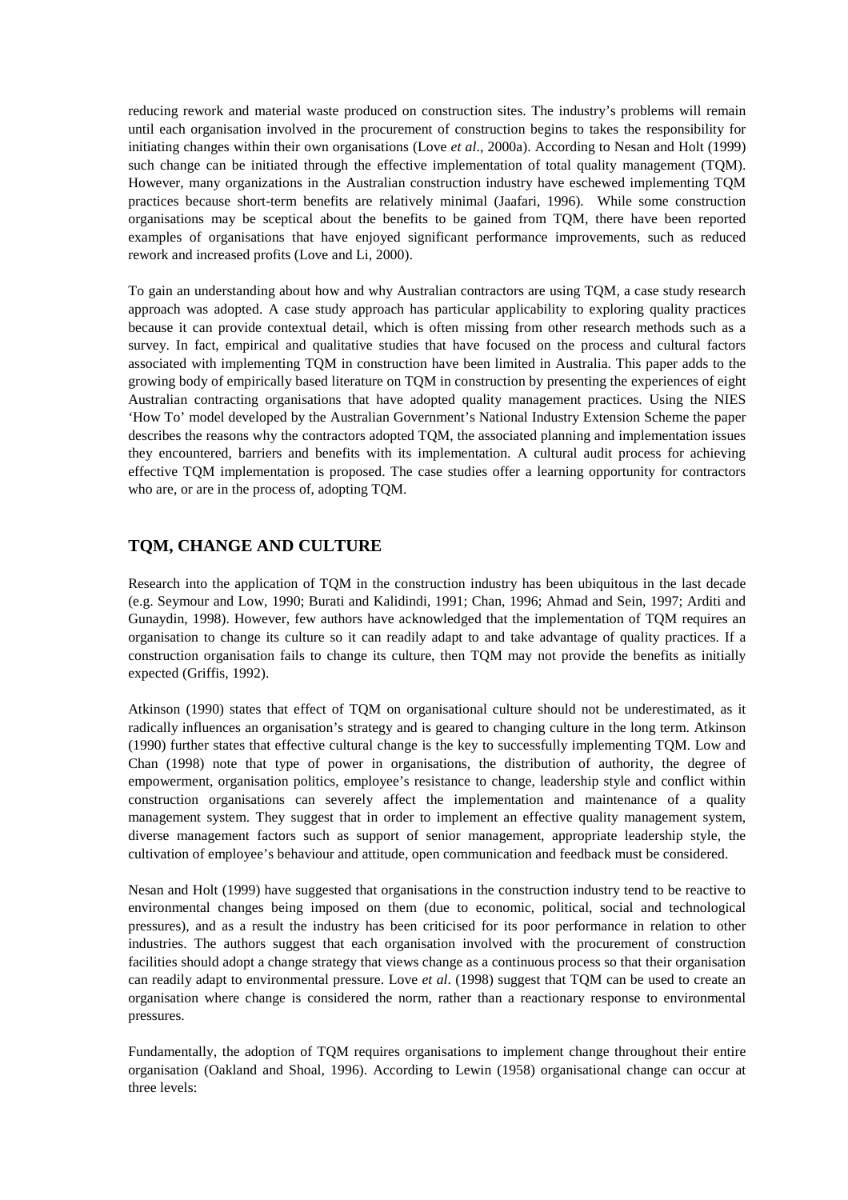reducing rework and material waste produced on construction sites. The industry's problems will remain until each organisation involved in the procurement of construction begins to takes the responsibility for initiating changes within their own organisations (Love *et al*., 2000a). According to Nesan and Holt (1999) such change can be initiated through the effective implementation of total quality management (TQM). However, many organizations in the Australian construction industry have eschewed implementing TQM practices because short-term benefits are relatively minimal (Jaafari, 1996). While some construction organisations may be sceptical about the benefits to be gained from TQM, there have been reported examples of organisations that have enjoyed significant performance improvements, such as reduced rework and increased profits (Love and Li, 2000).

To gain an understanding about how and why Australian contractors are using TQM, a case study research approach was adopted. A case study approach has particular applicability to exploring quality practices because it can provide contextual detail, which is often missing from other research methods such as a survey. In fact, empirical and qualitative studies that have focused on the process and cultural factors associated with implementing TQM in construction have been limited in Australia. This paper adds to the growing body of empirically based literature on TQM in construction by presenting the experiences of eight Australian contracting organisations that have adopted quality management practices. Using the NIES 'How To' model developed by the Australian Government's National Industry Extension Scheme the paper describes the reasons why the contractors adopted TQM, the associated planning and implementation issues they encountered, barriers and benefits with its implementation. A cultural audit process for achieving effective TQM implementation is proposed. The case studies offer a learning opportunity for contractors who are, or are in the process of, adopting TQM.

## TQM, CHANGE AND CULTURE

Research into the application of TQM in the construction industry has been ubiquitous in the last decade (e.g. Seymour and Low, 1990; Burati and Kalidindi, 1991; Chan, 1996; Ahmad and Sein, 1997; Arditi and Gunaydin, 1998). However, few authors have acknowledged that the implementation of TQM requires an organisation to change its culture so it can readily adapt to and take advantage of quality practices. If a construction organisation fails to change its culture, then TQM may not provide the benefits as initially expected (Griffis, 1992).

Atkinson (1990) states that effect of TQM on organisational culture should not be underestimated, as it radically influences an organisation's strategy and is geared to changing culture in the long term. Atkinson (1990) further states that effective cultural change is the key to successfully implementing TQM. Low and Chan (1998) note that type of power in organisations, the distribution of authority, the degree of empowerment, organisation politics, employee's resistance to change, leadership style and conflict within construction organisations can severely affect the implementation and maintenance of a quality management system. They suggest that in order to implement an effective quality management system, diverse management factors such as support of senior management, appropriate leadership style, the cultivation of employee's behaviour and attitude, open communication and feedback must be considered.

Nesan and Holt (1999) have suggested that organisations in the construction industry tend to be reactive to environmental changes being imposed on them (due to economic, political, social and technological pressures), and as a result the industry has been criticised for its poor performance in relation to other industries. The authors suggest that each organisation involved with the procurement of construction facilities should adopt a change strategy that views change as a continuous process so that their organisation can readily adapt to environmental pressure. Love *et al*. (1998) suggest that TQM can be used to create an organisation where change is considered the norm, rather than a reactionary response to environmental pressures.

Fundamentally, the adoption of TQM requires organisations to implement change throughout their entire organisation (Oakland and Shoal, 1996). According to Lewin (1958) organisational change can occur at three levels: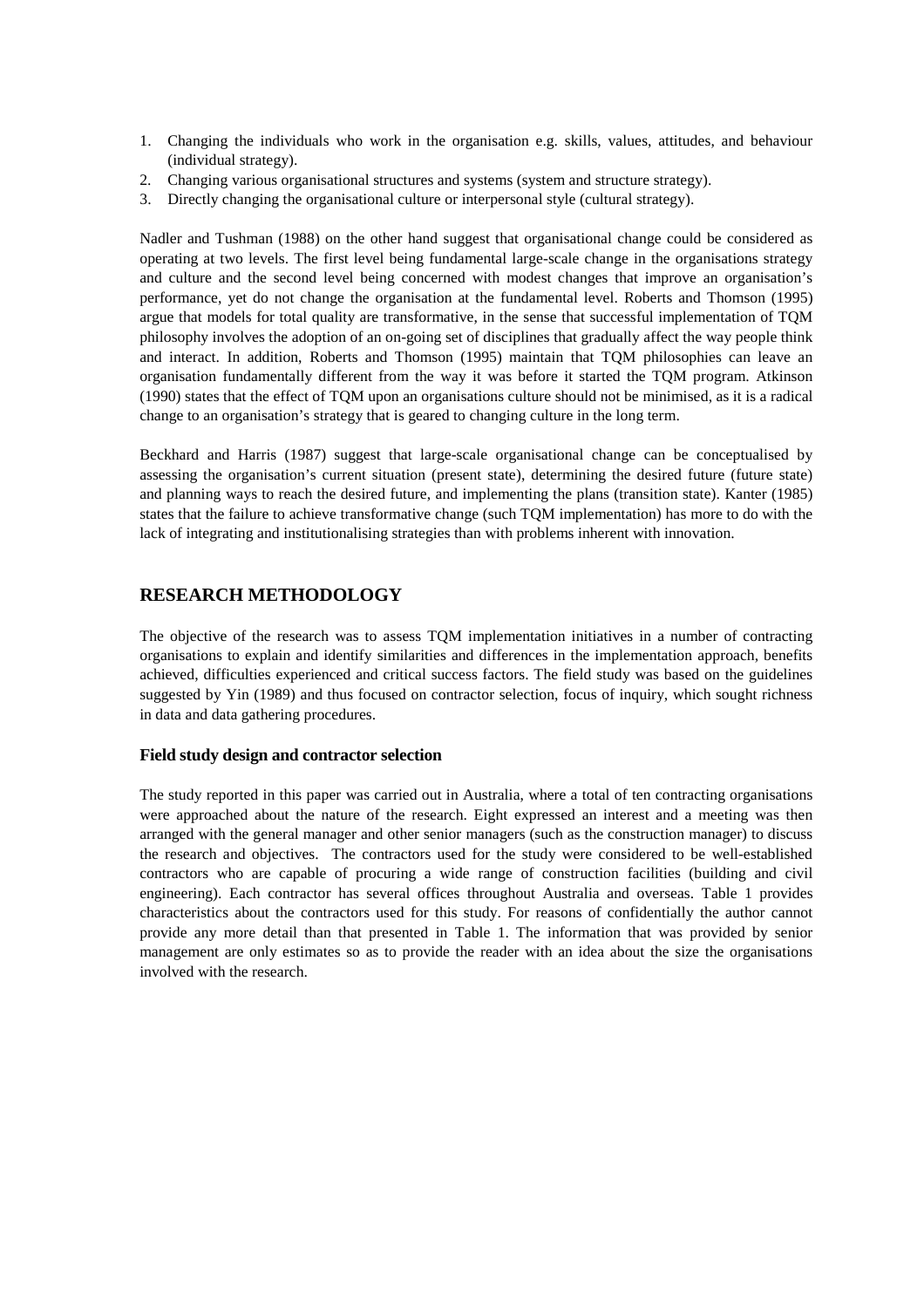1. Changing the individuals who work in the organisation e.g. skills, values, attitudes, and behaviour (individual strategy).
2. Changing various organisational structures and systems (system and structure strategy).
3. Directly changing the organisational culture or interpersonal style (cultural strategy).

Nadler and Tushman (1988) on the other hand suggest that organisational change could be considered as operating at two levels. The first level being fundamental large-scale change in the organisations strategy and culture and the second level being concerned with modest changes that improve an organisation's performance, yet do not change the organisation at the fundamental level. Roberts and Thomson (1995) argue that models for total quality are transformative, in the sense that successful implementation of TQM philosophy involves the adoption of an on-going set of disciplines that gradually affect the way people think and interact. In addition, Roberts and Thomson (1995) maintain that TQM philosophies can leave an organisation fundamentally different from the way it was before it started the TQM program. Atkinson (1990) states that the effect of TQM upon an organisations culture should not be minimised, as it is a radical change to an organisation's strategy that is geared to changing culture in the long term.

Beckhard and Harris (1987) suggest that large-scale organisational change can be conceptualised by assessing the organisation's current situation (present state), determining the desired future (future state) and planning ways to reach the desired future, and implementing the plans (transition state). Kanter (1985) states that the failure to achieve transformative change (such TQM implementation) has more to do with the lack of integrating and institutionalising strategies than with problems inherent with innovation.

## RESEARCH METHODOLOGY

The objective of the research was to assess TQM implementation initiatives in a number of contracting organisations to explain and identify similarities and differences in the implementation approach, benefits achieved, difficulties experienced and critical success factors. The field study was based on the guidelines suggested by Yin (1989) and thus focused on contractor selection, focus of inquiry, which sought richness in data and data gathering procedures.

### Field study design and contractor selection

The study reported in this paper was carried out in Australia, where a total of ten contracting organisations were approached about the nature of the research. Eight expressed an interest and a meeting was then arranged with the general manager and other senior managers (such as the construction manager) to discuss the research and objectives. The contractors used for the study were considered to be well-established contractors who are capable of procuring a wide range of construction facilities (building and civil engineering). Each contractor has several offices throughout Australia and overseas. Table 1 provides characteristics about the contractors used for this study. For reasons of confidentially the author cannot provide any more detail than that presented in Table 1. The information that was provided by senior management are only estimates so as to provide the reader with an idea about the size the organisations involved with the research.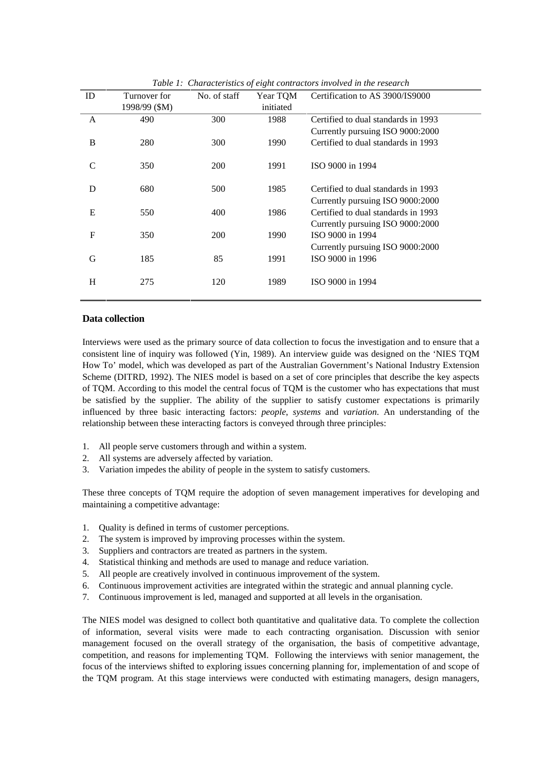*Table 1: Characteristics of eight contractors involved in the research*

| ID | Turnover for 1998/99 ($M) | No. of staff | Year TQM initiated | Certification to AS 3900/IS9000 |
|---|---|---|---|---|
| A | 490 | 300 | 1988 | Certified to dual standards in 1993<br>Currently pursuing ISO 9000:2000 |
| B | 280 | 300 | 1990 | Certified to dual standards in 1993 |
| C | 350 | 200 | 1991 | ISO 9000 in 1994 |
| D | 680 | 500 | 1985 | Certified to dual standards in 1993<br>Currently pursuing ISO 9000:2000 |
| E | 550 | 400 | 1986 | Certified to dual standards in 1993<br>Currently pursuing ISO 9000:2000 |
| F | 350 | 200 | 1990 | ISO 9000 in 1994<br>Currently pursuing ISO 9000:2000 |
| G | 185 | 85 | 1991 | ISO 9000 in 1996 |
| H | 275 | 120 | 1989 | ISO 9000 in 1994 |

## Data collection

Interviews were used as the primary source of data collection to focus the investigation and to ensure that a consistent line of inquiry was followed (Yin, 1989). An interview guide was designed on the 'NIES TQM How To' model, which was developed as part of the Australian Government's National Industry Extension Scheme (DITRD, 1992). The NIES model is based on a set of core principles that describe the key aspects of TQM. According to this model the central focus of TQM is the customer who has expectations that must be satisfied by the supplier. The ability of the supplier to satisfy customer expectations is primarily influenced by three basic interacting factors: *people*, *systems* and *variation*. An understanding of the relationship between these interacting factors is conveyed through three principles:

1. All people serve customers through and within a system.
2. All systems are adversely affected by variation.
3. Variation impedes the ability of people in the system to satisfy customers.

These three concepts of TQM require the adoption of seven management imperatives for developing and maintaining a competitive advantage:

1. Quality is defined in terms of customer perceptions.
2. The system is improved by improving processes within the system.
3. Suppliers and contractors are treated as partners in the system.
4. Statistical thinking and methods are used to manage and reduce variation.
5. All people are creatively involved in continuous improvement of the system.
6. Continuous improvement activities are integrated within the strategic and annual planning cycle.
7. Continuous improvement is led, managed and supported at all levels in the organisation.

The NIES model was designed to collect both quantitative and qualitative data. To complete the collection of information, several visits were made to each contracting organisation. Discussion with senior management focused on the overall strategy of the organisation, the basis of competitive advantage, competition, and reasons for implementing TQM. Following the interviews with senior management, the focus of the interviews shifted to exploring issues concerning planning for, implementation of and scope of the TQM program. At this stage interviews were conducted with estimating managers, design managers,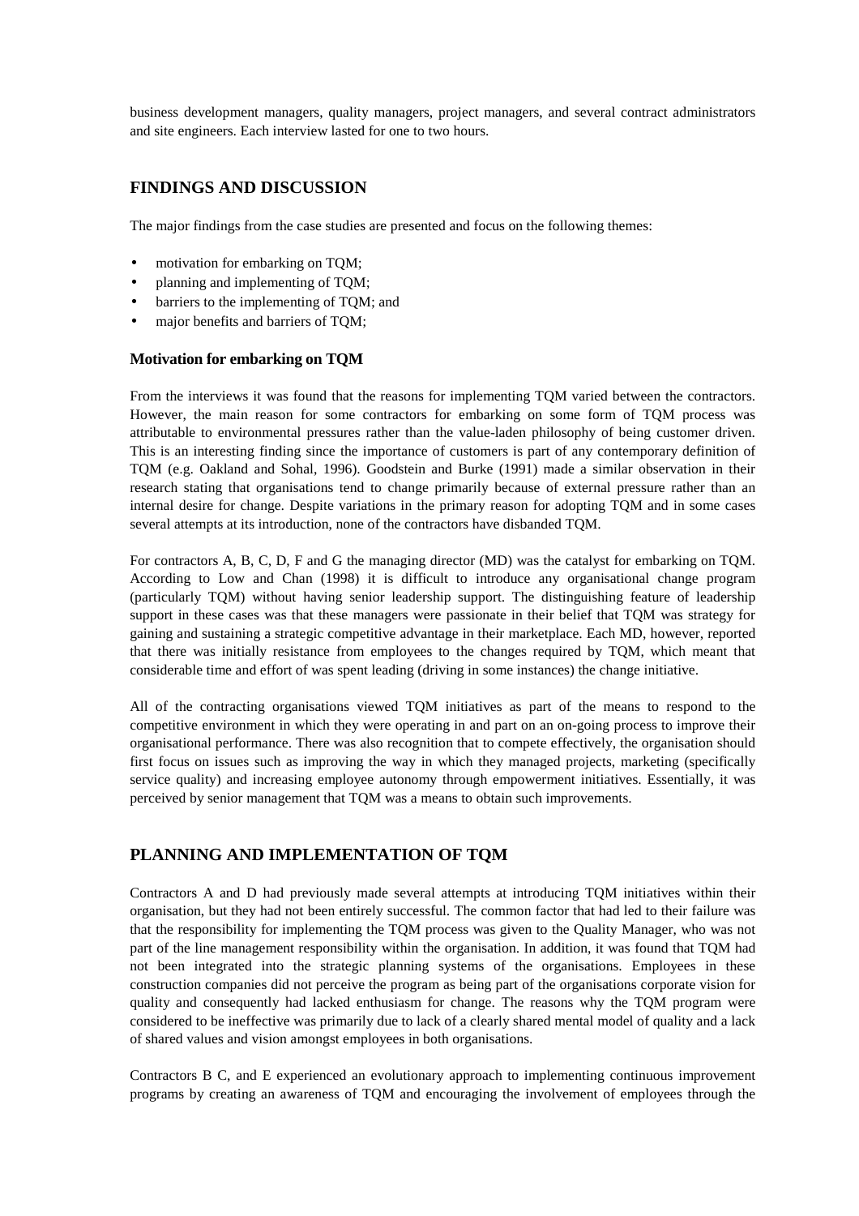business development managers, quality managers, project managers, and several contract administrators and site engineers. Each interview lasted for one to two hours.

## FINDINGS AND DISCUSSION

The major findings from the case studies are presented and focus on the following themes:

- motivation for embarking on TQM;
- planning and implementing of TQM;
- barriers to the implementing of TQM; and
- major benefits and barriers of TQM;

### Motivation for embarking on TQM

From the interviews it was found that the reasons for implementing TQM varied between the contractors. However, the main reason for some contractors for embarking on some form of TQM process was attributable to environmental pressures rather than the value-laden philosophy of being customer driven. This is an interesting finding since the importance of customers is part of any contemporary definition of TQM (e.g. Oakland and Sohal, 1996). Goodstein and Burke (1991) made a similar observation in their research stating that organisations tend to change primarily because of external pressure rather than an internal desire for change. Despite variations in the primary reason for adopting TQM and in some cases several attempts at its introduction, none of the contractors have disbanded TQM.

For contractors A, B, C, D, F and G the managing director (MD) was the catalyst for embarking on TQM. According to Low and Chan (1998) it is difficult to introduce any organisational change program (particularly TQM) without having senior leadership support. The distinguishing feature of leadership support in these cases was that these managers were passionate in their belief that TQM was strategy for gaining and sustaining a strategic competitive advantage in their marketplace. Each MD, however, reported that there was initially resistance from employees to the changes required by TQM, which meant that considerable time and effort of was spent leading (driving in some instances) the change initiative.

All of the contracting organisations viewed TQM initiatives as part of the means to respond to the competitive environment in which they were operating in and part on an on-going process to improve their organisational performance. There was also recognition that to compete effectively, the organisation should first focus on issues such as improving the way in which they managed projects, marketing (specifically service quality) and increasing employee autonomy through empowerment initiatives. Essentially, it was perceived by senior management that TQM was a means to obtain such improvements.

## PLANNING AND IMPLEMENTATION OF TQM

Contractors A and D had previously made several attempts at introducing TQM initiatives within their organisation, but they had not been entirely successful. The common factor that had led to their failure was that the responsibility for implementing the TQM process was given to the Quality Manager, who was not part of the line management responsibility within the organisation. In addition, it was found that TQM had not been integrated into the strategic planning systems of the organisations. Employees in these construction companies did not perceive the program as being part of the organisations corporate vision for quality and consequently had lacked enthusiasm for change. The reasons why the TQM program were considered to be ineffective was primarily due to lack of a clearly shared mental model of quality and a lack of shared values and vision amongst employees in both organisations.

Contractors B C, and E experienced an evolutionary approach to implementing continuous improvement programs by creating an awareness of TQM and encouraging the involvement of employees through the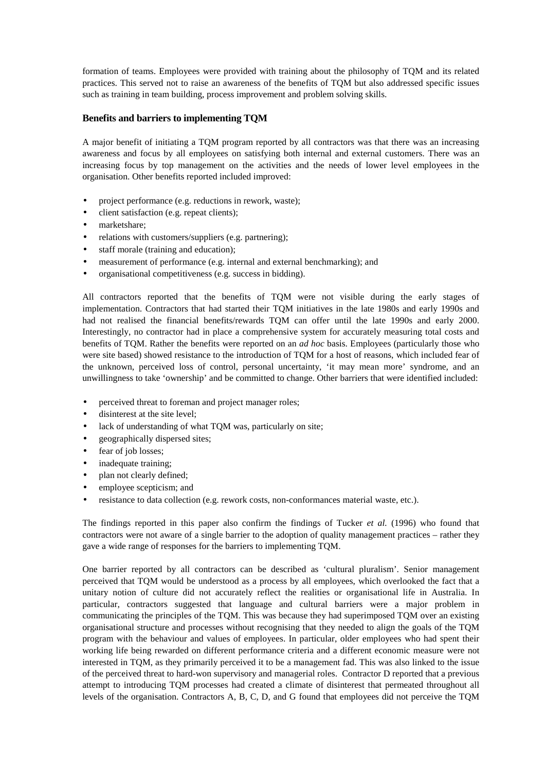formation of teams. Employees were provided with training about the philosophy of TQM and its related practices. This served not to raise an awareness of the benefits of TQM but also addressed specific issues such as training in team building, process improvement and problem solving skills.

### Benefits and barriers to implementing TQM

A major benefit of initiating a TQM program reported by all contractors was that there was an increasing awareness and focus by all employees on satisfying both internal and external customers. There was an increasing focus by top management on the activities and the needs of lower level employees in the organisation. Other benefits reported included improved:

- project performance (e.g. reductions in rework, waste);
- client satisfaction (e.g. repeat clients);
- marketshare;
- relations with customers/suppliers (e.g. partnering);
- staff morale (training and education);
- measurement of performance (e.g. internal and external benchmarking); and
- organisational competitiveness (e.g. success in bidding).

All contractors reported that the benefits of TQM were not visible during the early stages of implementation. Contractors that had started their TQM initiatives in the late 1980s and early 1990s and had not realised the financial benefits/rewards TQM can offer until the late 1990s and early 2000. Interestingly, no contractor had in place a comprehensive system for accurately measuring total costs and benefits of TQM. Rather the benefits were reported on an *ad hoc* basis. Employees (particularly those who were site based) showed resistance to the introduction of TQM for a host of reasons, which included fear of the unknown, perceived loss of control, personal uncertainty, 'it may mean more' syndrome, and an unwillingness to take 'ownership' and be committed to change. Other barriers that were identified included:

- perceived threat to foreman and project manager roles;
- disinterest at the site level;
- lack of understanding of what TQM was, particularly on site;
- geographically dispersed sites;
- fear of job losses;
- inadequate training;
- plan not clearly defined;
- employee scepticism; and
- resistance to data collection (e.g. rework costs, non-conformances material waste, etc.).

The findings reported in this paper also confirm the findings of Tucker *et al.* (1996) who found that contractors were not aware of a single barrier to the adoption of quality management practices – rather they gave a wide range of responses for the barriers to implementing TQM.

One barrier reported by all contractors can be described as 'cultural pluralism'. Senior management perceived that TQM would be understood as a process by all employees, which overlooked the fact that a unitary notion of culture did not accurately reflect the realities or organisational life in Australia. In particular, contractors suggested that language and cultural barriers were a major problem in communicating the principles of the TQM. This was because they had superimposed TQM over an existing organisational structure and processes without recognising that they needed to align the goals of the TQM program with the behaviour and values of employees. In particular, older employees who had spent their working life being rewarded on different performance criteria and a different economic measure were not interested in TQM, as they primarily perceived it to be a management fad. This was also linked to the issue of the perceived threat to hard-won supervisory and managerial roles. Contractor D reported that a previous attempt to introducing TQM processes had created a climate of disinterest that permeated throughout all levels of the organisation. Contractors A, B, C, D, and G found that employees did not perceive the TQM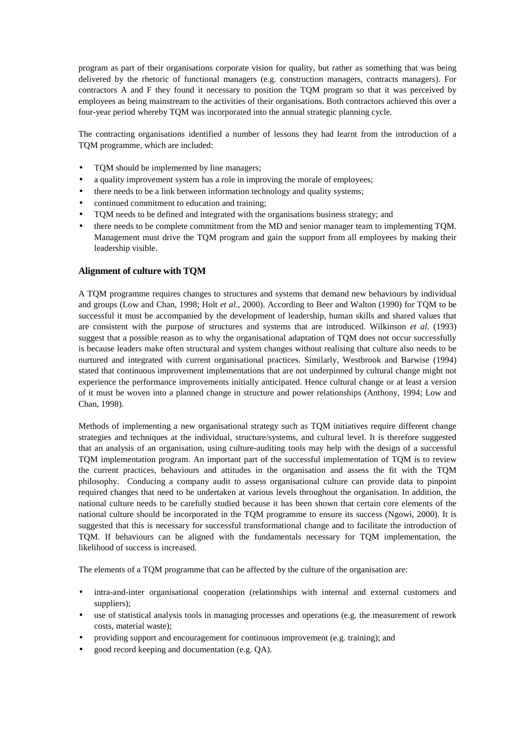program as part of their organisations corporate vision for quality, but rather as something that was being delivered by the rhetoric of functional managers (e.g. construction managers, contracts managers). For contractors A and F they found it necessary to position the TQM program so that it was perceived by employees as being mainstream to the activities of their organisations. Both contractors achieved this over a four-year period whereby TQM was incorporated into the annual strategic planning cycle.

The contracting organisations identified a number of lessons they had learnt from the introduction of a TQM programme, which are included:

- TQM should be implemented by line managers;
- a quality improvement system has a role in improving the morale of employees;
- there needs to be a link between information technology and quality systems;
- continued commitment to education and training;
- TQM needs to be defined and integrated with the organisations business strategy; and
- there needs to be complete commitment from the MD and senior manager team to implementing TQM. Management must drive the TQM program and gain the support from all employees by making their leadership visible.

### Alignment of culture with TQM

A TQM programme requires changes to structures and systems that demand new behaviours by individual and groups (Low and Chan, 1998; Holt *et al*., 2000). According to Beer and Walton (1990) for TQM to be successful it must be accompanied by the development of leadership, human skills and shared values that are consistent with the purpose of structures and systems that are introduced. Wilkinson *et al.* (1993) suggest that a possible reason as to why the organisational adaptation of TQM does not occur successfully is because leaders make often structural and system changes without realising that culture also needs to be nurtured and integrated with current organisational practices. Similarly, Westbrook and Barwise (1994) stated that continuous improvement implementations that are not underpinned by cultural change might not experience the performance improvements initially anticipated. Hence cultural change or at least a version of it must be woven into a planned change in structure and power relationships (Anthony, 1994; Low and Chan, 1998).

Methods of implementing a new organisational strategy such as TQM initiatives require different change strategies and techniques at the individual, structure/systems, and cultural level. It is therefore suggested that an analysis of an organisation, using culture-auditing tools may help with the design of a successful TQM implementation program. An important part of the successful implementation of TQM is to review the current practices, behaviours and attitudes in the organisation and assess the fit with the TQM philosophy. Conducing a company audit to assess organisational culture can provide data to pinpoint required changes that need to be undertaken at various levels throughout the organisation. In addition, the national culture needs to be carefully studied because it has been shown that certain core elements of the national culture should be incorporated in the TQM programme to ensure its success (Ngowi, 2000). It is suggested that this is necessary for successful transformational change and to facilitate the introduction of TQM. If behaviours can be aligned with the fundamentals necessary for TQM implementation, the likelihood of success is increased.

The elements of a TQM programme that can be affected by the culture of the organisation are:

- intra-and-inter organisational cooperation (relationships with internal and external customers and suppliers);
- use of statistical analysis tools in managing processes and operations (e.g. the measurement of rework costs, material waste);
- providing support and encouragement for continuous improvement (e.g. training); and
- good record keeping and documentation (e.g. QA).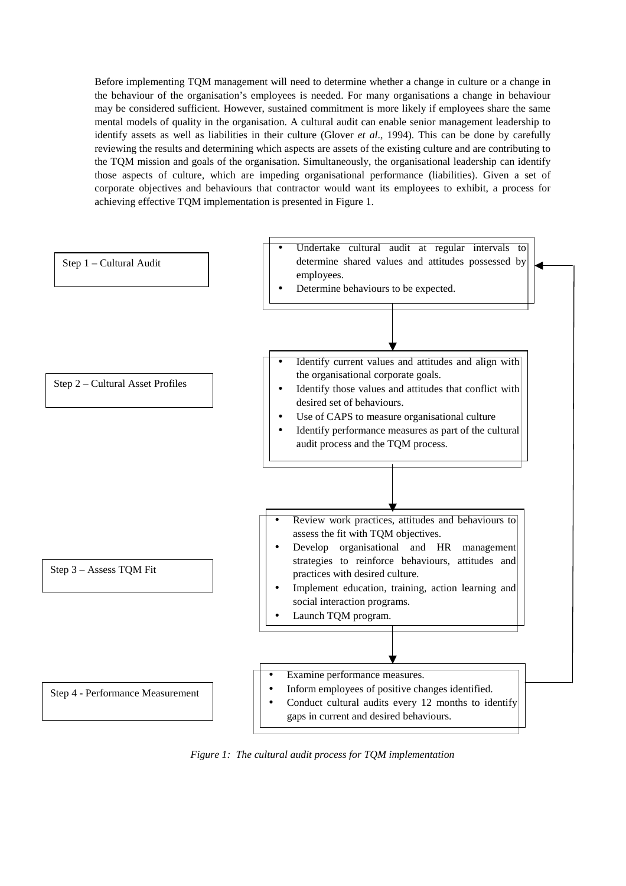Before implementing TQM management will need to determine whether a change in culture or a change in the behaviour of the organisation's employees is needed. For many organisations a change in behaviour may be considered sufficient. However, sustained commitment is more likely if employees share the same mental models of quality in the organisation. A cultural audit can enable senior management leadership to identify assets as well as liabilities in their culture (Glover *et al*., 1994). This can be done by carefully reviewing the results and determining which aspects are assets of the existing culture and are contributing to the TQM mission and goals of the organisation. Simultaneously, the organisational leadership can identify those aspects of culture, which are impeding organisational performance (liabilities). Given a set of corporate objectives and behaviours that contractor would want its employees to exhibit, a process for achieving effective TQM implementation is presented in Figure 1.

**Step 1 – Cultural Audit**

- Undertake cultural audit at regular intervals to determine shared values and attitudes possessed by employees.
- Determine behaviours to be expected.

**Step 2 – Cultural Asset Profiles**

- Identify current values and attitudes and align with the organisational corporate goals.
- Identify those values and attitudes that conflict with desired set of behaviours.
- Use of CAPS to measure organisational culture
- Identify performance measures as part of the cultural audit process and the TQM process.

**Step 3 – Assess TQM Fit**

- Review work practices, attitudes and behaviours to assess the fit with TQM objectives.
- Develop organisational and HR management strategies to reinforce behaviours, attitudes and practices with desired culture.
- Implement education, training, action learning and social interaction programs.
- Launch TQM program.

**Step 4 - Performance Measurement**

- Examine performance measures.
- Inform employees of positive changes identified.
- Conduct cultural audits every 12 months to identify gaps in current and desired behaviours.

*Figure 1: The cultural audit process for TQM implementation*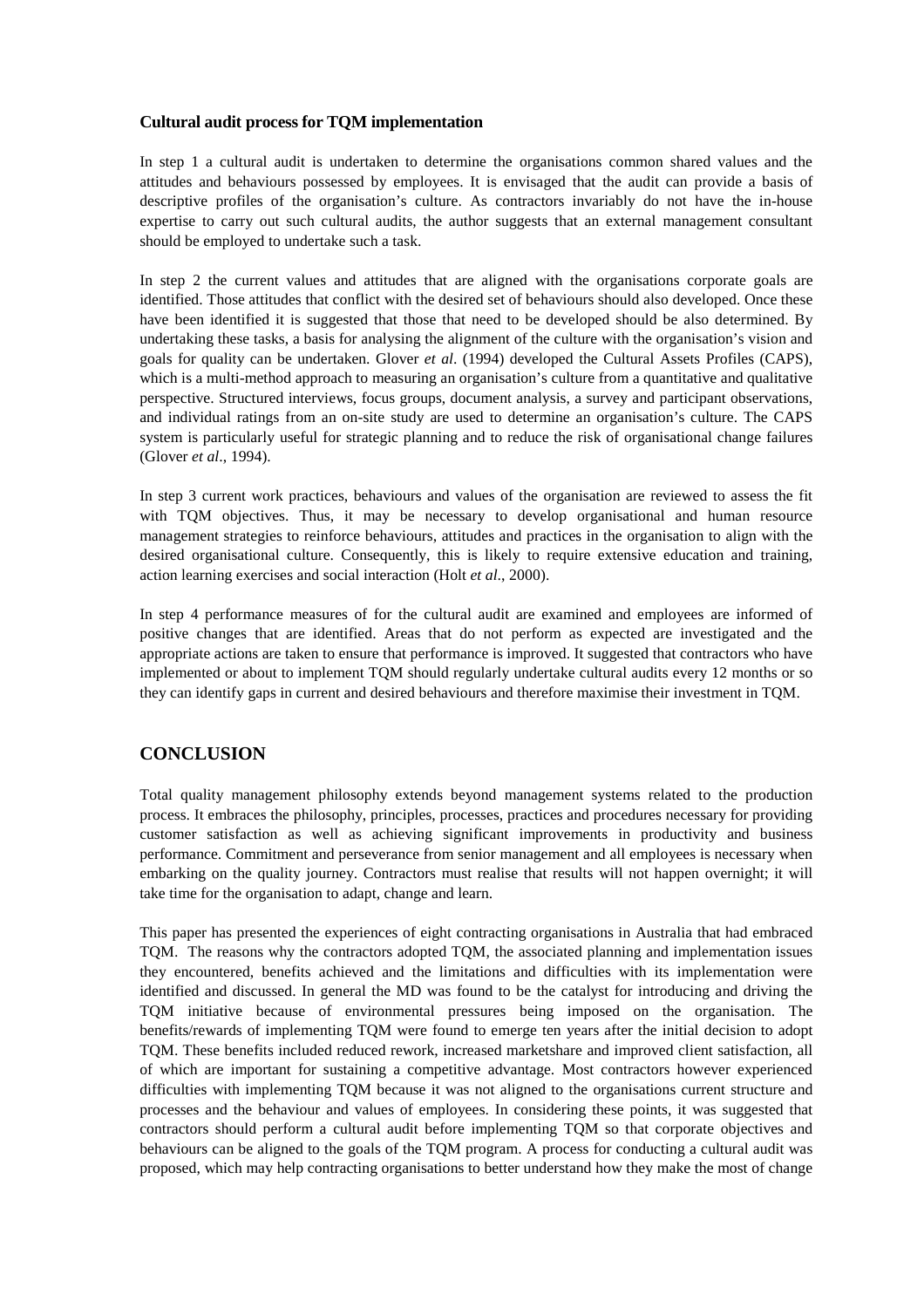#### Cultural audit process for TQM implementation

In step 1 a cultural audit is undertaken to determine the organisations common shared values and the attitudes and behaviours possessed by employees. It is envisaged that the audit can provide a basis of descriptive profiles of the organisation's culture. As contractors invariably do not have the in-house expertise to carry out such cultural audits, the author suggests that an external management consultant should be employed to undertake such a task.

In step 2 the current values and attitudes that are aligned with the organisations corporate goals are identified. Those attitudes that conflict with the desired set of behaviours should also developed. Once these have been identified it is suggested that those that need to be developed should be also determined. By undertaking these tasks, a basis for analysing the alignment of the culture with the organisation's vision and goals for quality can be undertaken. Glover *et al*. (1994) developed the Cultural Assets Profiles (CAPS), which is a multi-method approach to measuring an organisation's culture from a quantitative and qualitative perspective. Structured interviews, focus groups, document analysis, a survey and participant observations, and individual ratings from an on-site study are used to determine an organisation's culture. The CAPS system is particularly useful for strategic planning and to reduce the risk of organisational change failures (Glover *et al*., 1994).

In step 3 current work practices, behaviours and values of the organisation are reviewed to assess the fit with TQM objectives. Thus, it may be necessary to develop organisational and human resource management strategies to reinforce behaviours, attitudes and practices in the organisation to align with the desired organisational culture. Consequently, this is likely to require extensive education and training, action learning exercises and social interaction (Holt *et al*., 2000).

In step 4 performance measures of for the cultural audit are examined and employees are informed of positive changes that are identified. Areas that do not perform as expected are investigated and the appropriate actions are taken to ensure that performance is improved. It suggested that contractors who have implemented or about to implement TQM should regularly undertake cultural audits every 12 months or so they can identify gaps in current and desired behaviours and therefore maximise their investment in TQM.

## CONCLUSION

Total quality management philosophy extends beyond management systems related to the production process. It embraces the philosophy, principles, processes, practices and procedures necessary for providing customer satisfaction as well as achieving significant improvements in productivity and business performance. Commitment and perseverance from senior management and all employees is necessary when embarking on the quality journey. Contractors must realise that results will not happen overnight; it will take time for the organisation to adapt, change and learn.

This paper has presented the experiences of eight contracting organisations in Australia that had embraced TQM. The reasons why the contractors adopted TQM, the associated planning and implementation issues they encountered, benefits achieved and the limitations and difficulties with its implementation were identified and discussed. In general the MD was found to be the catalyst for introducing and driving the TQM initiative because of environmental pressures being imposed on the organisation. The benefits/rewards of implementing TQM were found to emerge ten years after the initial decision to adopt TQM. These benefits included reduced rework, increased marketshare and improved client satisfaction, all of which are important for sustaining a competitive advantage. Most contractors however experienced difficulties with implementing TQM because it was not aligned to the organisations current structure and processes and the behaviour and values of employees. In considering these points, it was suggested that contractors should perform a cultural audit before implementing TQM so that corporate objectives and behaviours can be aligned to the goals of the TQM program. A process for conducting a cultural audit was proposed, which may help contracting organisations to better understand how they make the most of change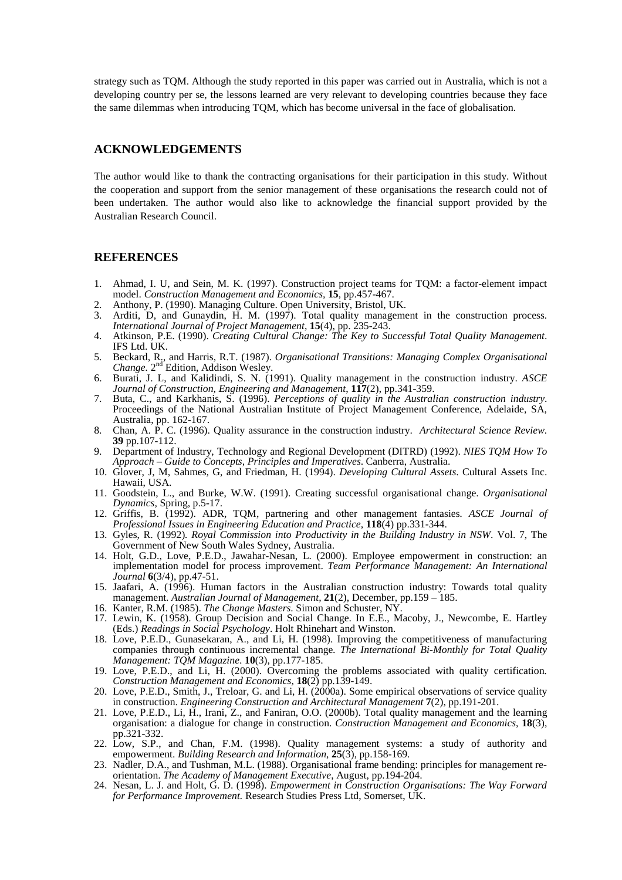strategy such as TQM. Although the study reported in this paper was carried out in Australia, which is not a developing country per se, the lessons learned are very relevant to developing countries because they face the same dilemmas when introducing TQM, which has become universal in the face of globalisation.

## ACKNOWLEDGEMENTS

The author would like to thank the contracting organisations for their participation in this study. Without the cooperation and support from the senior management of these organisations the research could not of been undertaken. The author would also like to acknowledge the financial support provided by the Australian Research Council.

## REFERENCES

1. Ahmad, I. U, and Sein, M. K. (1997). Construction project teams for TQM: a factor-element impact model. *Construction Management and Economics*, **15**, pp.457-467.
2. Anthony, P. (1990). Managing Culture. Open University, Bristol, UK.
3. Arditi, D, and Gunaydin, H. M. (1997). Total quality management in the construction process. *International Journal of Project Management*, **15**(4), pp. 235-243.
4. Atkinson, P.E. (1990). *Creating Cultural Change: The Key to Successful Total Quality Management*. IFS Ltd. UK.
5. Beckard, R., and Harris, R.T. (1987). *Organisational Transitions: Managing Complex Organisational Change.* 2nd Edition, Addison Wesley.
6. Burati, J. L, and Kalidindi, S. N. (1991). Quality management in the construction industry. *ASCE Journal of Construction, Engineering and Management*, **117**(2), pp.341-359.
7. Buta, C., and Karkhanis, S. (1996). *Perceptions of quality in the Australian construction industry*. Proceedings of the National Australian Institute of Project Management Conference, Adelaide, SA, Australia, pp. 162-167.
8. Chan, A. P. C. (1996). Quality assurance in the construction industry. *Architectural Science Review*. **39** pp.107-112.
9. Department of Industry, Technology and Regional Development (DITRD) (1992). *NIES TQM How To Approach – Guide to Concepts, Principles and Imperatives*. Canberra, Australia.
10. Glover, J, M, Sahmes, G, and Friedman, H. (1994). *Developing Cultural Assets*. Cultural Assets Inc. Hawaii, USA.
11. Goodstein, L., and Burke, W.W. (1991). Creating successful organisational change. *Organisational Dynamics*, Spring, p.5-17.
12. Griffis, B. (1992). ADR, TQM, partnering and other management fantasies. *ASCE Journal of Professional Issues in Engineering Education and Practice*, **118**(4) pp.331-344.
13. Gyles, R. (1992). *Royal Commission into Productivity in the Building Industry in NSW*. Vol. 7, The Government of New South Wales Sydney, Australia.
14. Holt, G.D., Love, P.E.D., Jawahar-Nesan, L. (2000). Employee empowerment in construction: an implementation model for process improvement. *Team Performance Management: An International Journal* **6**(3/4), pp.47-51.
15. Jaafari, A. (1996). Human factors in the Australian construction industry: Towards total quality management. *Australian Journal of Management*, **21**(2), December, pp.159 – 185.
16. Kanter, R.M. (1985). *The Change Masters*. Simon and Schuster, NY.
17. Lewin, K. (1958). Group Decision and Social Change. In E.E., Macoby, J., Newcombe, E. Hartley (Eds.) *Readings in Social Psychology*. Holt Rhinehart and Winston.
18. Love, P.E.D., Gunasekaran, A., and Li, H. (1998). Improving the competitiveness of manufacturing companies through continuous incremental change. *The International Bi-Monthly for Total Quality Management: TQM Magazine*. **10**(3), pp.177-185.
19. Love, P.E.D., and Li, H. (2000). Overcoming the problems associated with quality certification. *Construction Management and Economics*, **18**(2) pp.139-149.
20. Love, P.E.D., Smith, J., Treloar, G. and Li, H. (2000a). Some empirical observations of service quality in construction. *Engineering Construction and Architectural Management* **7**(2), pp.191-201.
21. Love, P.E.D., Li, H., Irani, Z., and Faniran, O.O. (2000b). Total quality management and the learning organisation: a dialogue for change in construction. *Construction Management and Economics*, **18**(3), pp.321-332.
22. Low, S.P., and Chan, F.M. (1998). Quality management systems: a study of authority and empowerment. *Building Research and Information*, **25**(3), pp.158-169.
23. Nadler, D.A., and Tushman, M.L. (1988). Organisational frame bending: principles for management re-orientation. *The Academy of Management Executive*, August, pp.194-204.
24. Nesan, L. J. and Holt, G. D. (1998). *Empowerment in Construction Organisations: The Way Forward for Performance Improvement.* Research Studies Press Ltd, Somerset, UK.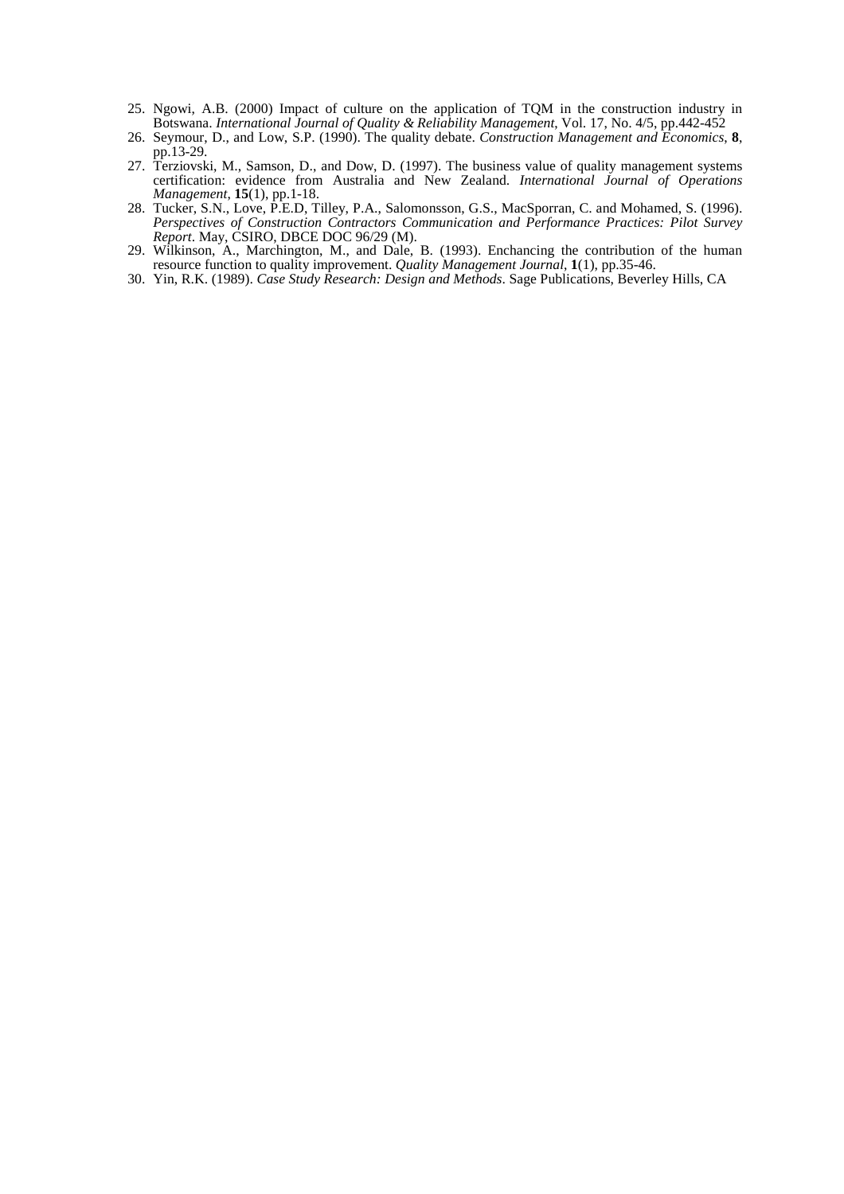25. Ngowi, A.B. (2000) Impact of culture on the application of TQM in the construction industry in Botswana. *International Journal of Quality & Reliability Management*, Vol. 17, No. 4/5, pp.442-452
26. Seymour, D., and Low, S.P. (1990). The quality debate. *Construction Management and Economics*, **8**, pp.13-29.
27. Terziovski, M., Samson, D., and Dow, D. (1997). The business value of quality management systems certification: evidence from Australia and New Zealand. *International Journal of Operations Management*, **15**(1), pp.1-18.
28. Tucker, S.N., Love, P.E.D, Tilley, P.A., Salomonsson, G.S., MacSporran, C. and Mohamed, S. (1996). *Perspectives of Construction Contractors Communication and Performance Practices: Pilot Survey Report*. May, CSIRO, DBCE DOC 96/29 (M).
29. Wilkinson, A., Marchington, M., and Dale, B. (1993). Enchancing the contribution of the human resource function to quality improvement. *Quality Management Journal*, **1**(1), pp.35-46.
30. Yin, R.K. (1989). *Case Study Research: Design and Methods*. Sage Publications, Beverley Hills, CA